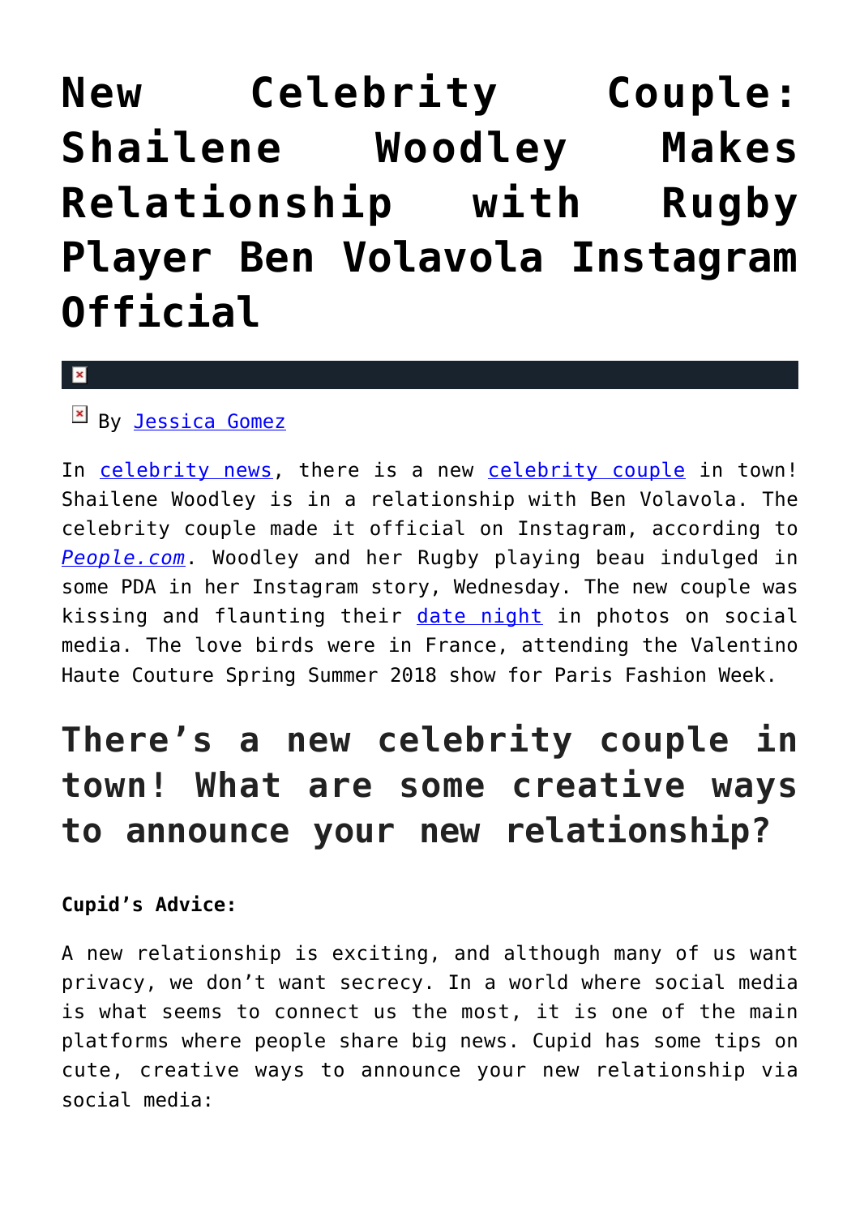# New Celebrity Couple: Shailene Woodley Makes Relationship with Rugby Player Ben Volavola Instagram Official

By Jessica Gomez

In celebrity news, there is a new celebrity couple in town! Shailene Woodley is in a relationship with Ben Volavola. The celebrity couple made it official on Instagram, according to *People.com*. Woodley and her Rugby playing beau indulged in some PDA in her Instagram story, Wednesday. The new couple was kissing and flaunting their date night in photos on social media. The love birds were in France, attending the Valentino Haute Couture Spring Summer 2018 show for Paris Fashion Week.

## There's a new celebrity couple in town! What are some creative ways to announce your new relationship?

**Cupid's Advice:**

A new relationship is exciting, and although many of us want privacy, we don't want secrecy. In a world where social media is what seems to connect us the most, it is one of the main platforms where people share big news. Cupid has some tips on cute, creative ways to announce your new relationship via social media: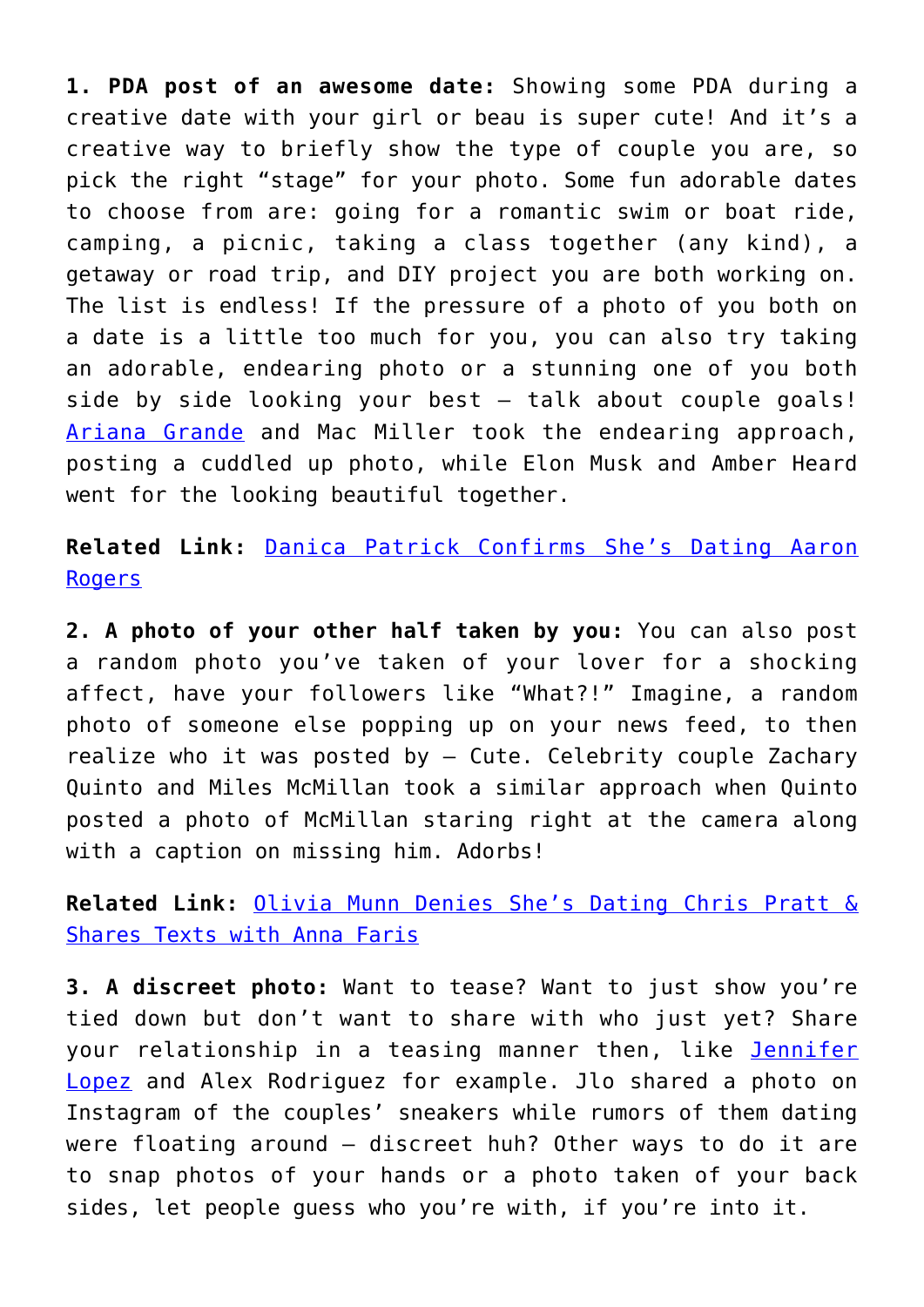**1. PDA post of an awesome date:** Showing some PDA during a creative date with your girl or beau is super cute! And it's a creative way to briefly show the type of couple you are, so pick the right "stage" for your photo. Some fun adorable dates to choose from are: going for a romantic swim or boat ride, camping, a picnic, taking a class together (any kind), a getaway or road trip, and DIY project you are both working on. The list is endless! If the pressure of a photo of you both on a date is a little too much for you, you can also try taking an adorable, endearing photo or a stunning one of you both side by side looking your best – talk about couple goals! Ariana Grande and Mac Miller took the endearing approach, posting a cuddled up photo, while Elon Musk and Amber Heard went for the looking beautiful together.

**Related Link:** Danica Patrick Confirms She's Dating Aaron Rogers

**2. A photo of your other half taken by you:** You can also post a random photo you've taken of your lover for a shocking affect, have your followers like "What?!" Imagine, a random photo of someone else popping up on your news feed, to then realize who it was posted by – Cute. Celebrity couple Zachary Quinto and Miles McMillan took a similar approach when Quinto posted a photo of McMillan staring right at the camera along with a caption on missing him. Adorbs!

**Related Link:** Olivia Munn Denies She's Dating Chris Pratt & Shares Texts with Anna Faris

**3. A discreet photo:** Want to tease? Want to just show you're tied down but don't want to share with who just yet? Share your relationship in a teasing manner then, like Jennifer Lopez and Alex Rodriguez for example. Jlo shared a photo on Instagram of the couples' sneakers while rumors of them dating were floating around – discreet huh? Other ways to do it are to snap photos of your hands or a photo taken of your back sides, let people guess who you're with, if you're into it.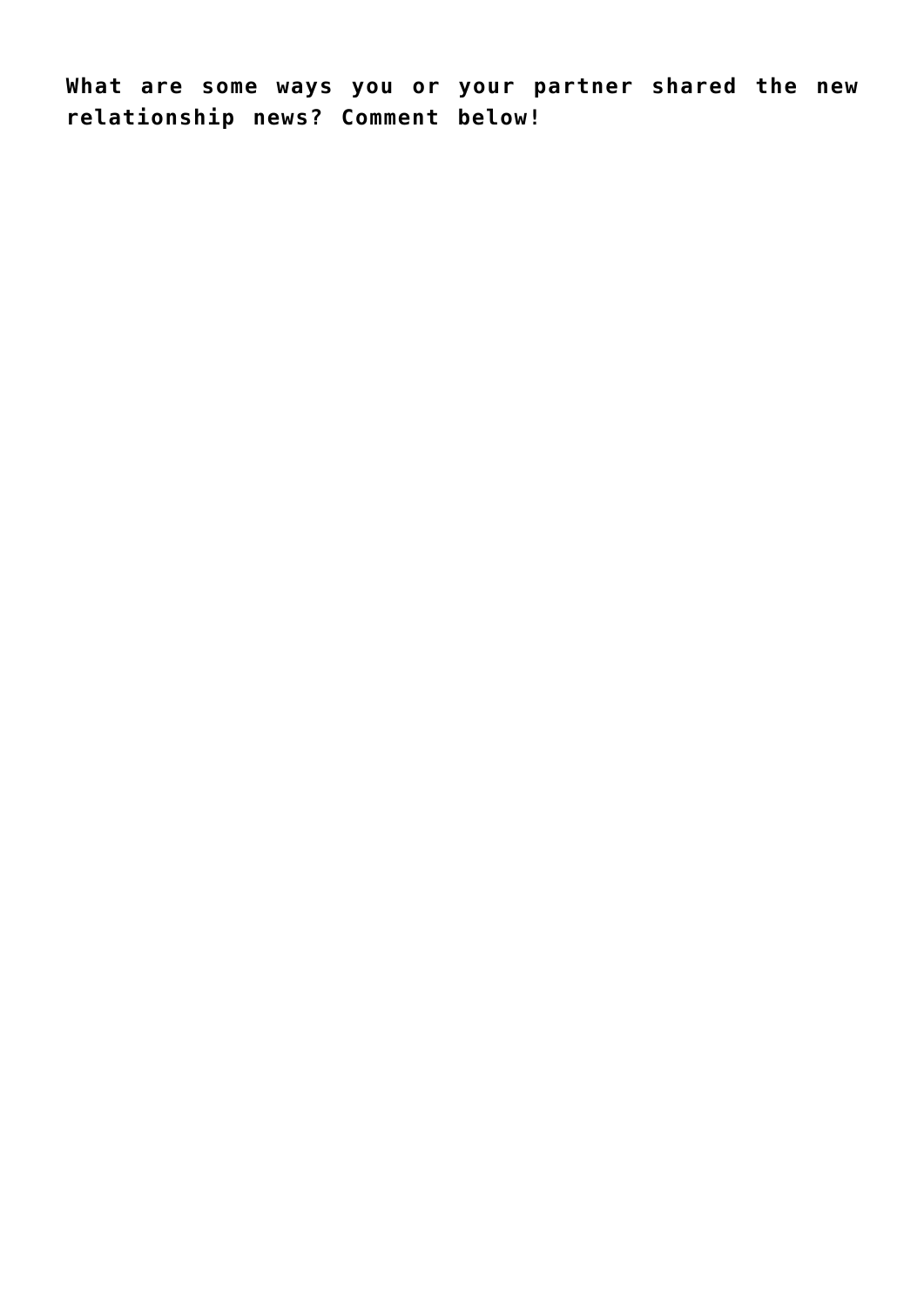**What are some ways you or your partner shared the new relationship news? Comment below!**